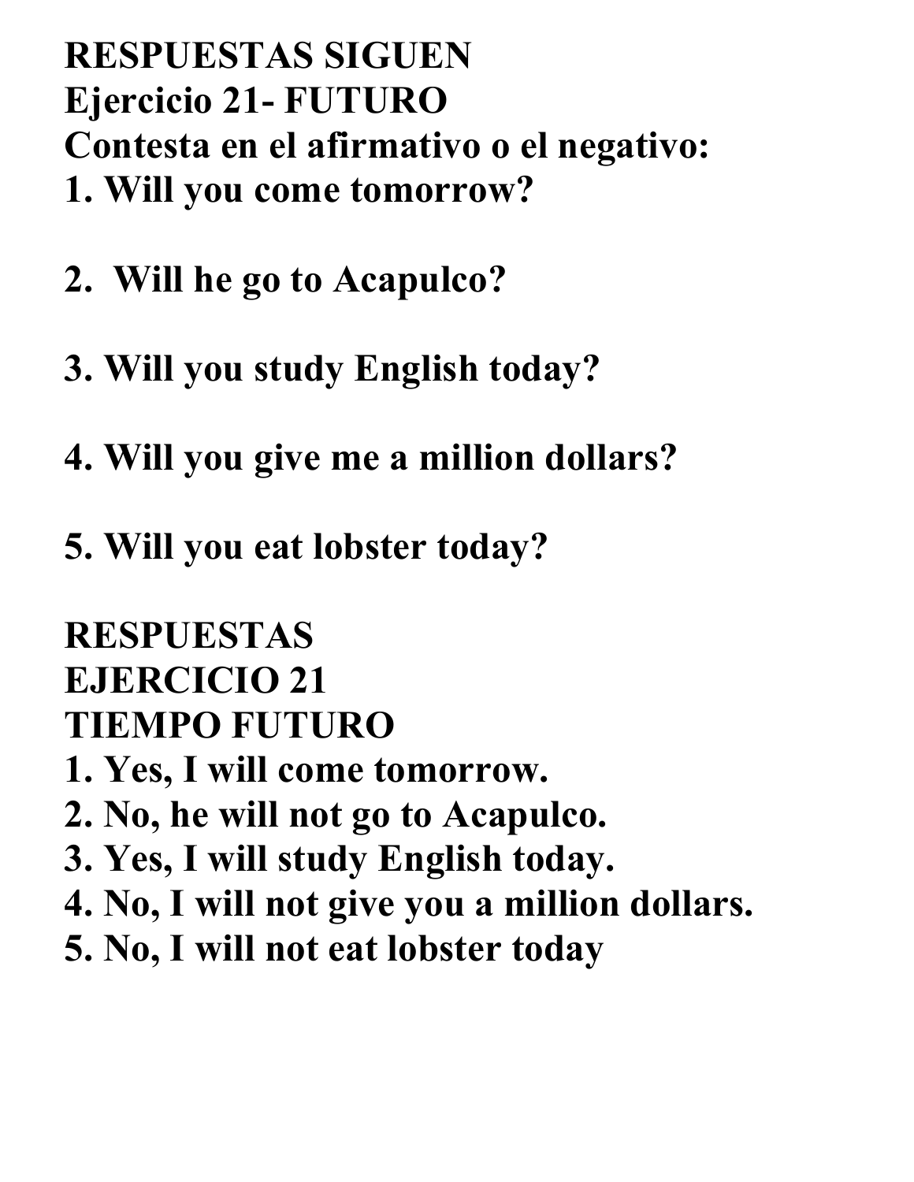**RESPUESTAS SIGUEN**

**Ejercicio 21- FUTURO**

**Contesta en el afirmativo o el negativo:**

1. Will you come tomorrow?

2. Will he go to Acapulco?

3. Will you study English today?

4. Will you give me a million dollars?

5. Will you eat lobster today?

**RESPUESTAS**

**EJERCICIO 21**

**TIEMPO FUTURO**

1. Yes, I will come tomorrow.
2. No, he will not go to Acapulco.
3. Yes, I will study English today.
4. No, I will not give you a million dollars.
5. No, I will not eat lobster today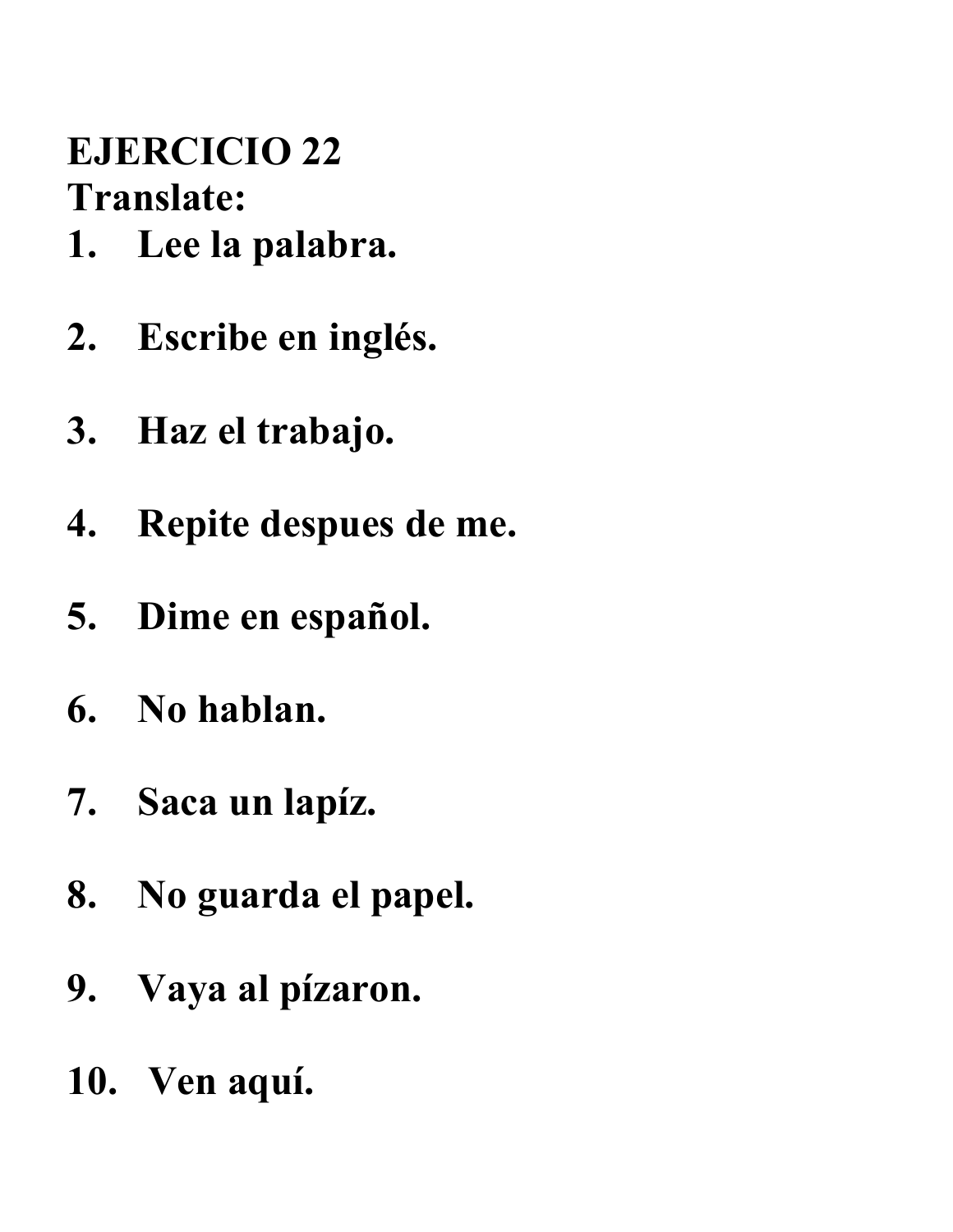**EJERCICIO 22**
**Translate:**

1. **Lee la palabra.**

2. **Escribe en inglés.**

3. **Haz el trabajo.**

4. **Repite despues de me.**

5. **Dime en español.**

6. **No hablan.**

7. **Saca un lapíz.**

8. **No guarda el papel.**

9. **Vaya al pízaron.**

10. **Ven aquí.**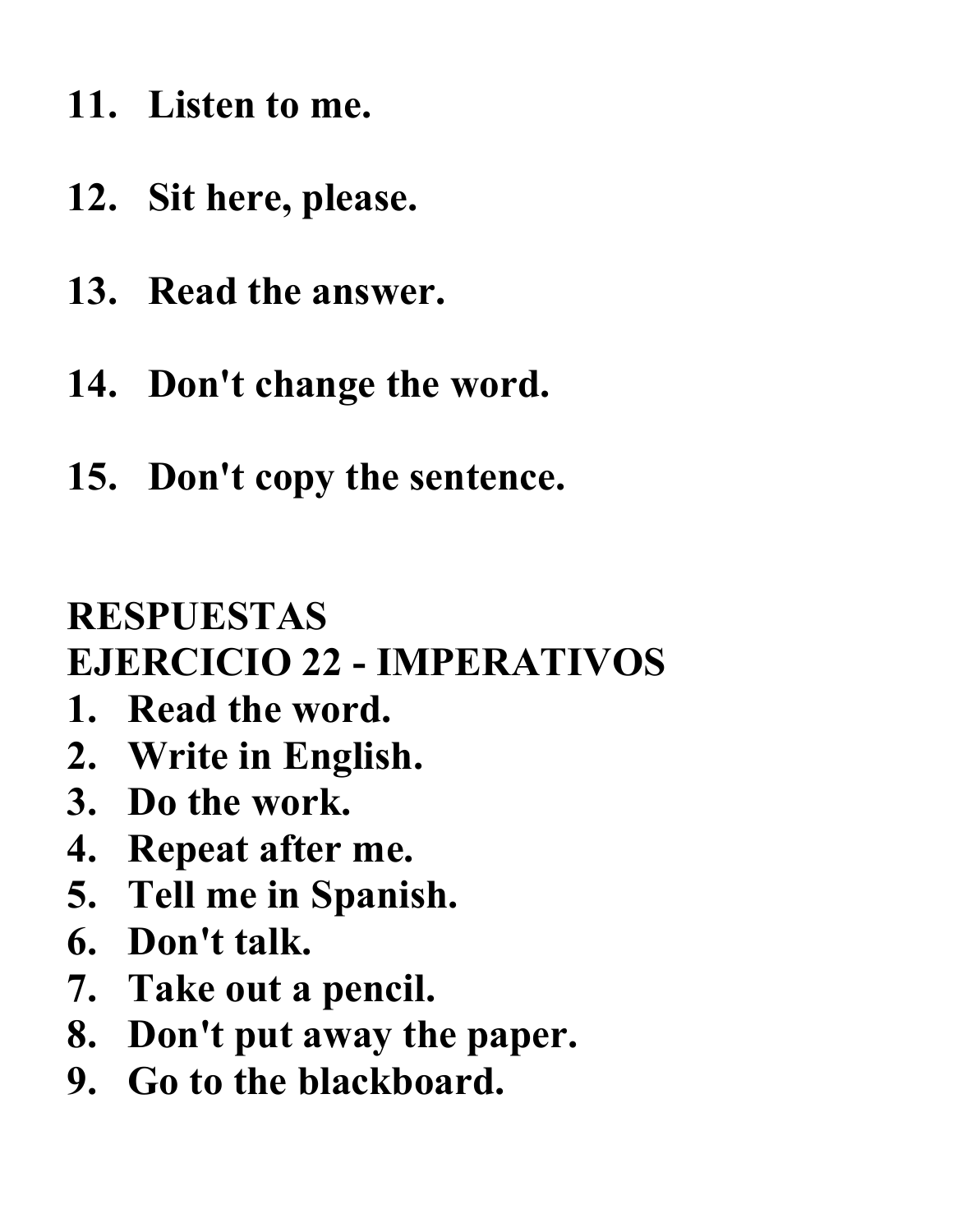11. **Listen to me.**

12. **Sit here, please.**

13. **Read the answer.**

14. **Don't change the word.**

15. **Don't copy the sentence.**

## RESPUESTAS
## EJERCICIO 22 - IMPERATIVOS

1. **Read the word.**
2. **Write in English.**
3. **Do the work.**
4. **Repeat after me.**
5. **Tell me in Spanish.**
6. **Don't talk.**
7. **Take out a pencil.**
8. **Don't put away the paper.**
9. **Go to the blackboard.**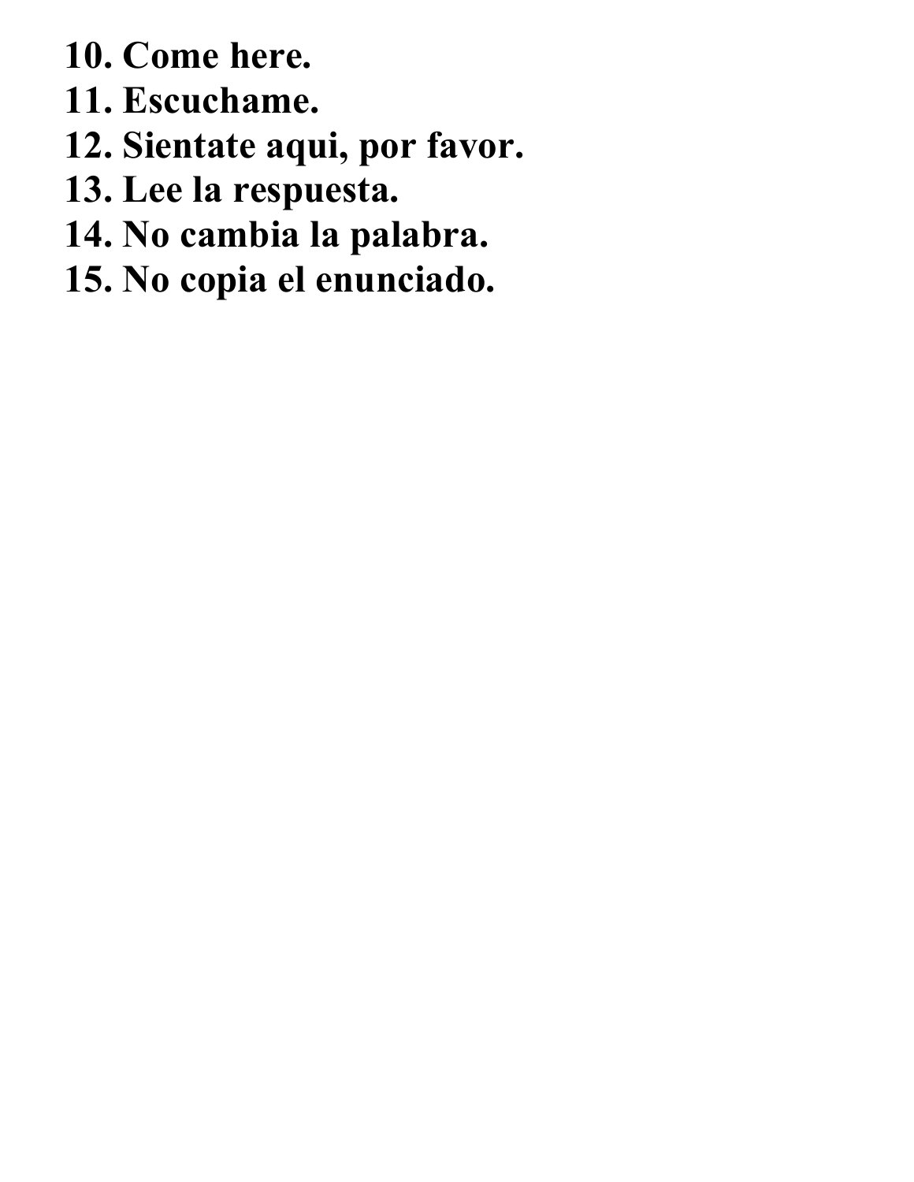10. **Come here.**
11. **Escuchame.**
12. **Sientate aqui, por favor.**
13. **Lee la respuesta.**
14. **No cambia la palabra.**
15. **No copia el enunciado.**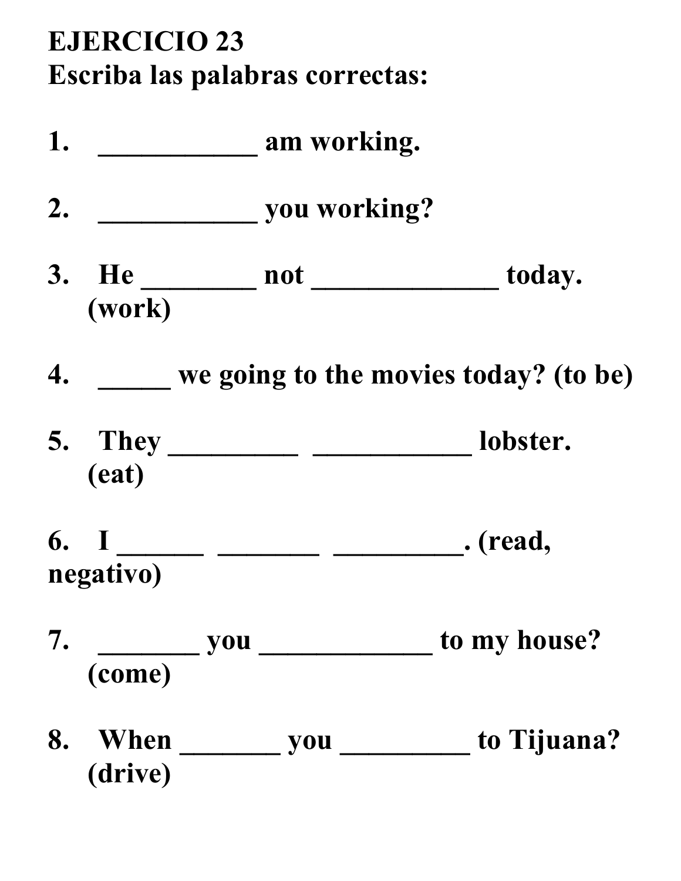**EJERCICIO 23**
**Escriba las palabras correctas:**

1. ___________ am working.

2. ___________ you working?

3. He ________ not _____________ today. (work)

4. _____ we going to the movies today? (to be)

5. They _________ ___________ lobster. (eat)

6. I ______ _______ _________. (read, negativo)

7. _______ you ____________ to my house? (come)

8. When _______ you _________ to Tijuana? (drive)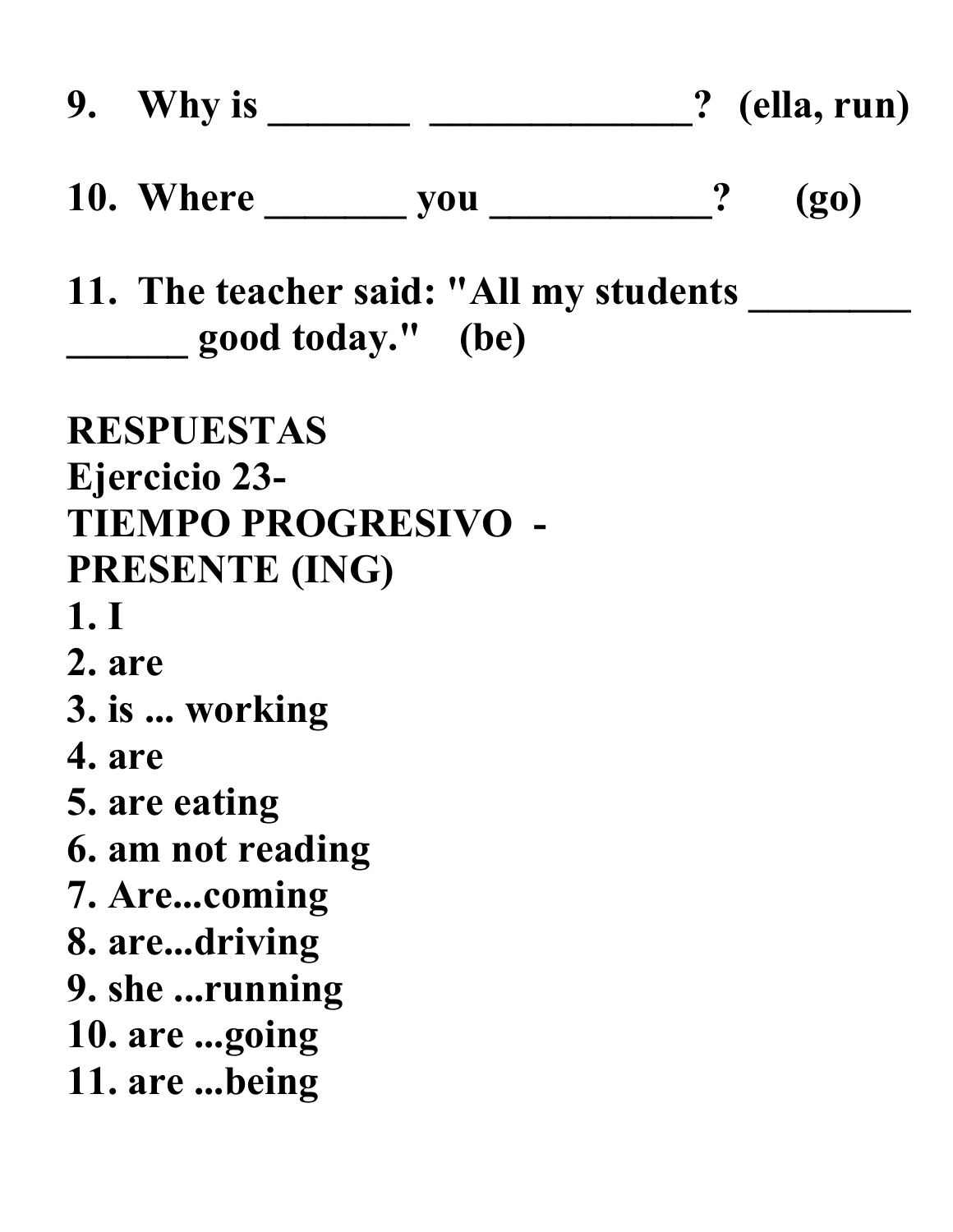**9. Why is _______ _____________? (ella, run)**

**10. Where _______ you ___________? (go)**

**11. The teacher said: "All my students ________ ______ good today." (be)**

**RESPUESTAS**
**Ejercicio 23-**
**TIEMPO PROGRESIVO - PRESENTE (ING)**

**1. I**
**2. are**
**3. is ... working**
**4. are**
**5. are eating**
**6. am not reading**
**7. Are...coming**
**8. are...driving**
**9. she ...running**
**10. are ...going**
**11. are ...being**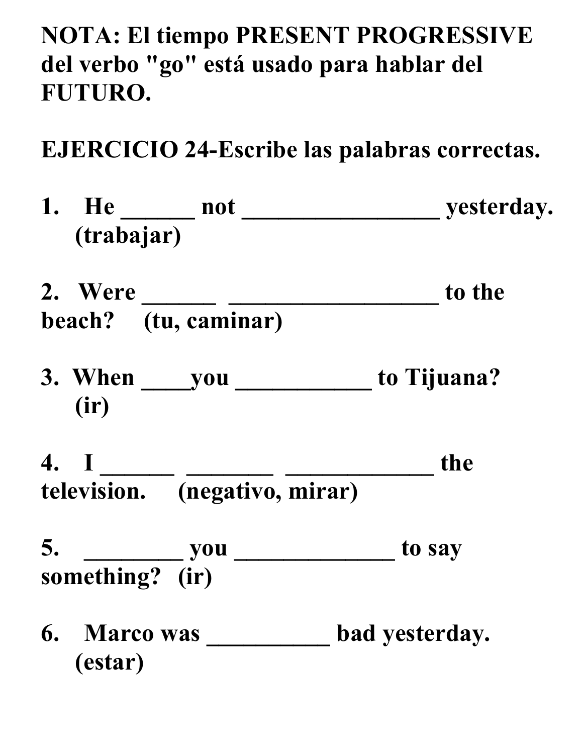**NOTA: El tiempo PRESENT PROGRESSIVE del verbo "go" está usado para hablar del FUTURO.**

**EJERCICIO 24-Escribe las palabras correctas.**

1. He ______ not ________________ yesterday. (trabajar)

2. Were ______ _________________ to the beach? (tu, caminar)

3. When ____you ___________ to Tijuana? (ir)

4. I ______ _______ ____________ the television. (negativo, mirar)

5. ________ you _____________ to say something? (ir)

6. Marco was __________ bad yesterday. (estar)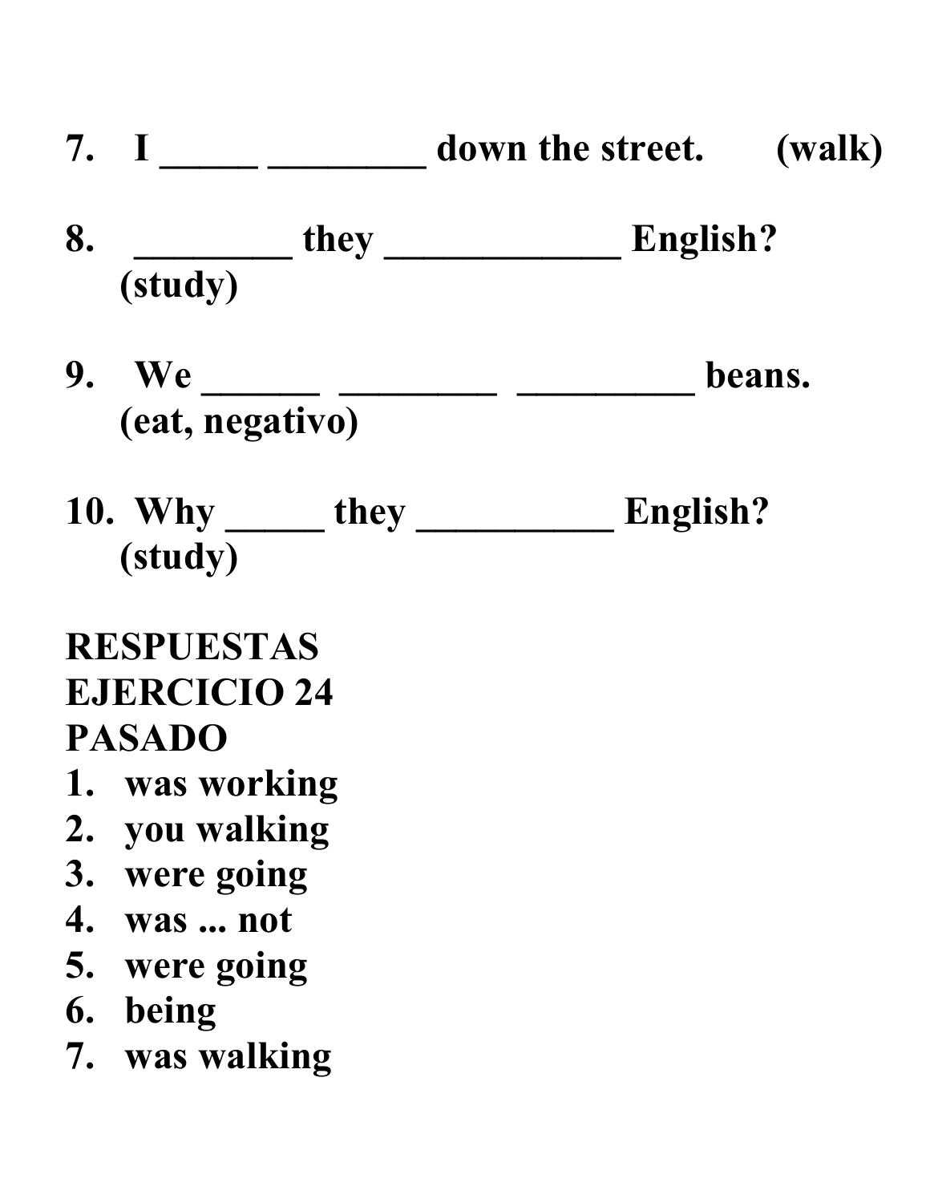**7. I _____ ________ down the street. (walk)**

**8. ________ they ____________ English? (study)**

**9. We ______ ________ _________ beans. (eat, negativo)**

**10. Why _____ they __________ English? (study)**

**RESPUESTAS**
**EJERCICIO 24**
**PASADO**

1. **was working**
2. **you walking**
3. **were going**
4. **was ... not**
5. **were going**
6. **being**
7. **was walking**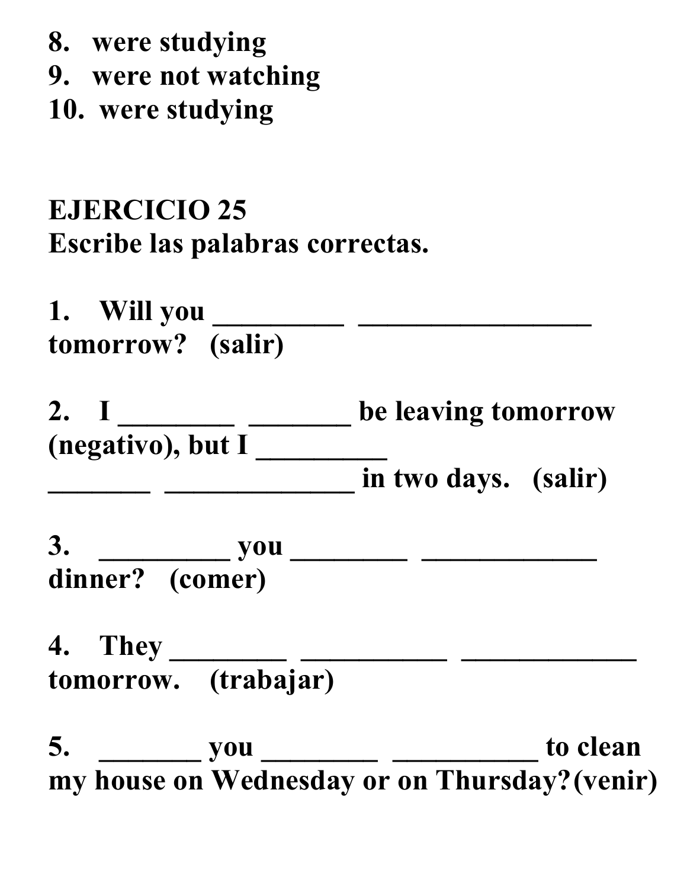8. were studying
9. were not watching
10. were studying

**EJERCICIO 25**
**Escribe las palabras correctas.**

1. Will you _________ ________________ tomorrow? (salir)

2. I ________ _______ be leaving tomorrow (negativo), but I _________ _______ _____________ in two days. (salir)

3. _________ you ________ ____________ dinner? (comer)

4. They ________ __________ ____________ tomorrow. (trabajar)

5. _______ you ________ __________ to clean my house on Wednesday or on Thursday? (venir)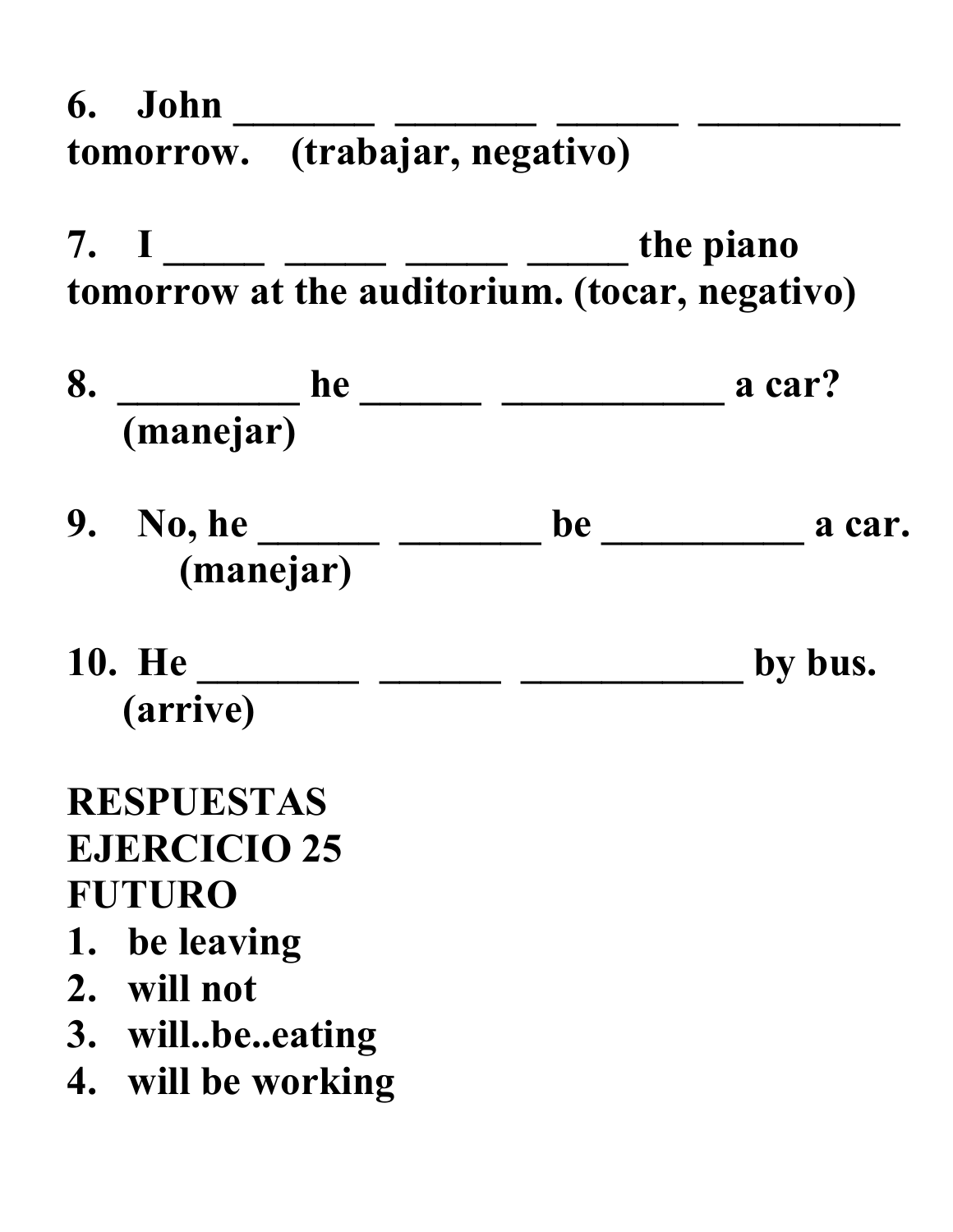6. John _______ _______ ______ __________ tomorrow. (trabajar, negativo)

7. I _____ _____ _____ _____ the piano tomorrow at the auditorium. (tocar, negativo)

8. _________ he ______ ___________ a car? (manejar)

9. No, he ______ _______ be __________ a car. (manejar)

10. He ________ ______ ___________ by bus. (arrive)

**RESPUESTAS**
**EJERCICIO 25**
**FUTURO**

1. be leaving
2. will not
3. will..be..eating
4. will be working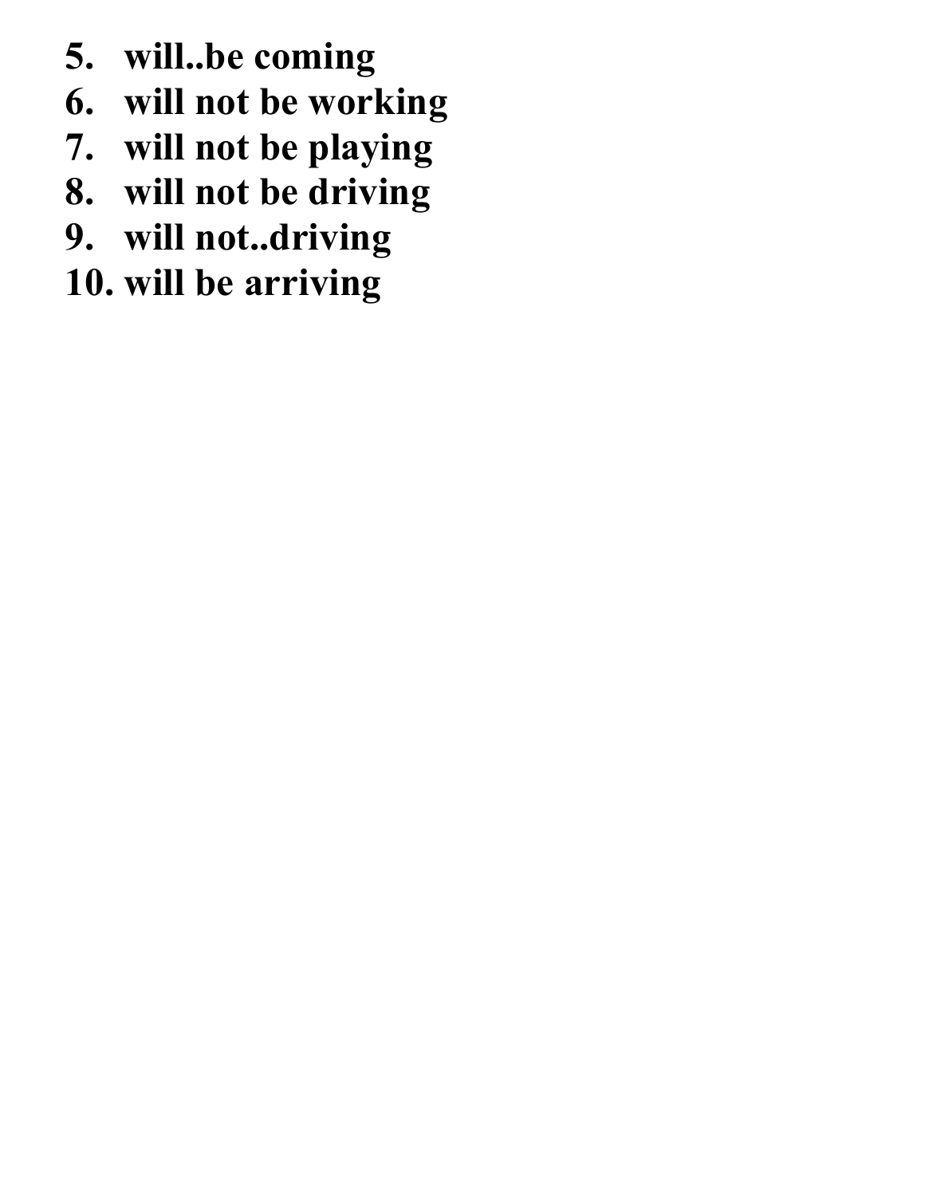5. **will..be coming**
6. **will not be working**
7. **will not be playing**
8. **will not be driving**
9. **will not..driving**
10. **will be arriving**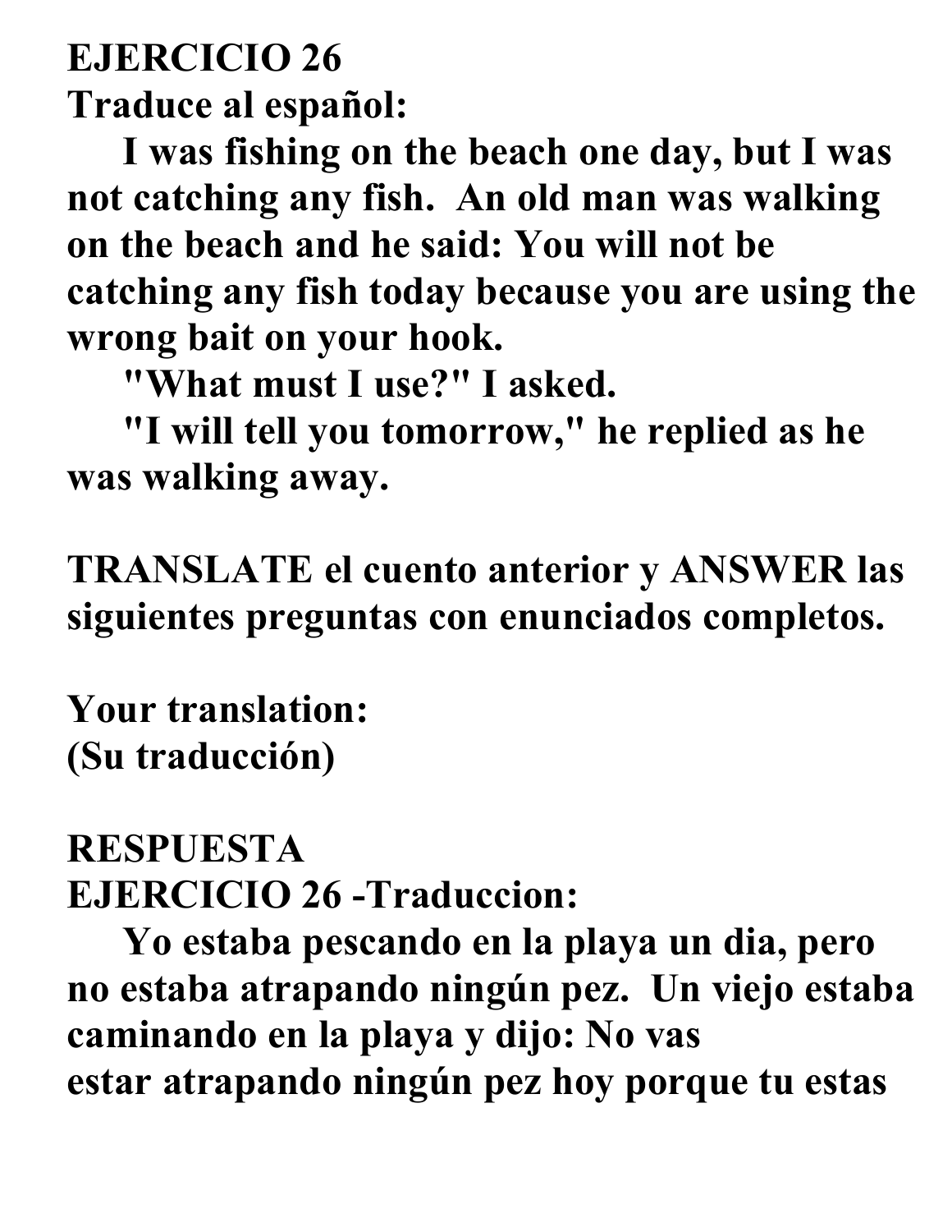**EJERCICIO 26**
**Traduce al español:**

**I was fishing on the beach one day, but I was not catching any fish. An old man was walking on the beach and he said: You will not be catching any fish today because you are using the wrong bait on your hook.**

**"What must I use?" I asked.**

**"I will tell you tomorrow," he replied as he was walking away.**

**TRANSLATE el cuento anterior y ANSWER las siguientes preguntas con enunciados completos.**

**Your translation:**
**(Su traducción)**

**RESPUESTA**
**EJERCICIO 26 -Traduccion:**

**Yo estaba pescando en la playa un dia, pero no estaba atrapando ningún pez. Un viejo estaba caminando en la playa y dijo: No vas estar atrapando ningún pez hoy porque tu estas**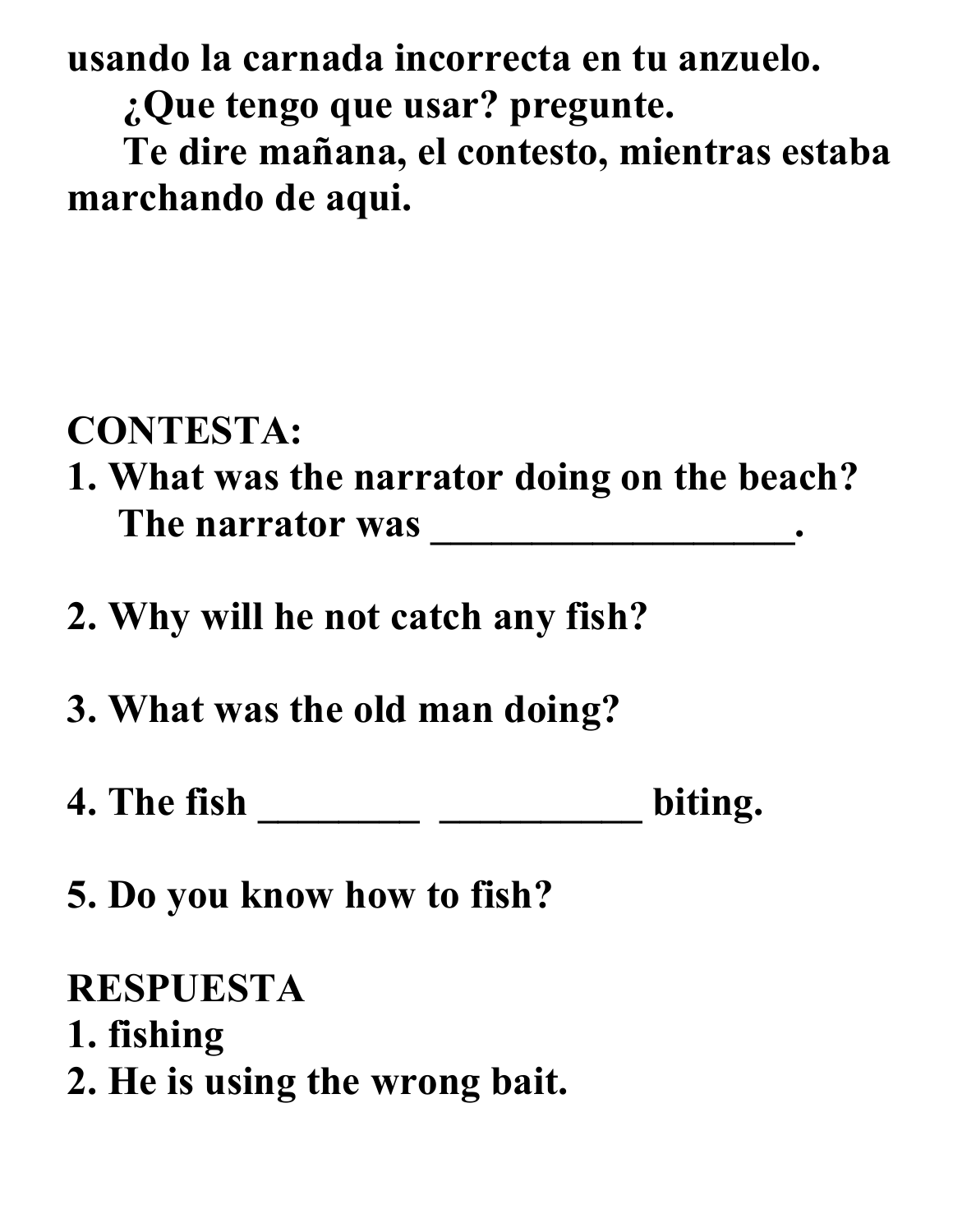**usando la carnada incorrecta en tu anzuelo.**

**¿Que tengo que usar? pregunte.**

**Te dire mañana, el contesto, mientras estaba marchando de aqui.**

**CONTESTA:**

**1. What was the narrator doing on the beach?**
**The narrator was ___________________.**

**2. Why will he not catch any fish?**

**3. What was the old man doing?**

**4. The fish ________ __________ biting.**

**5. Do you know how to fish?**

**RESPUESTA**

**1. fishing**

**2. He is using the wrong bait.**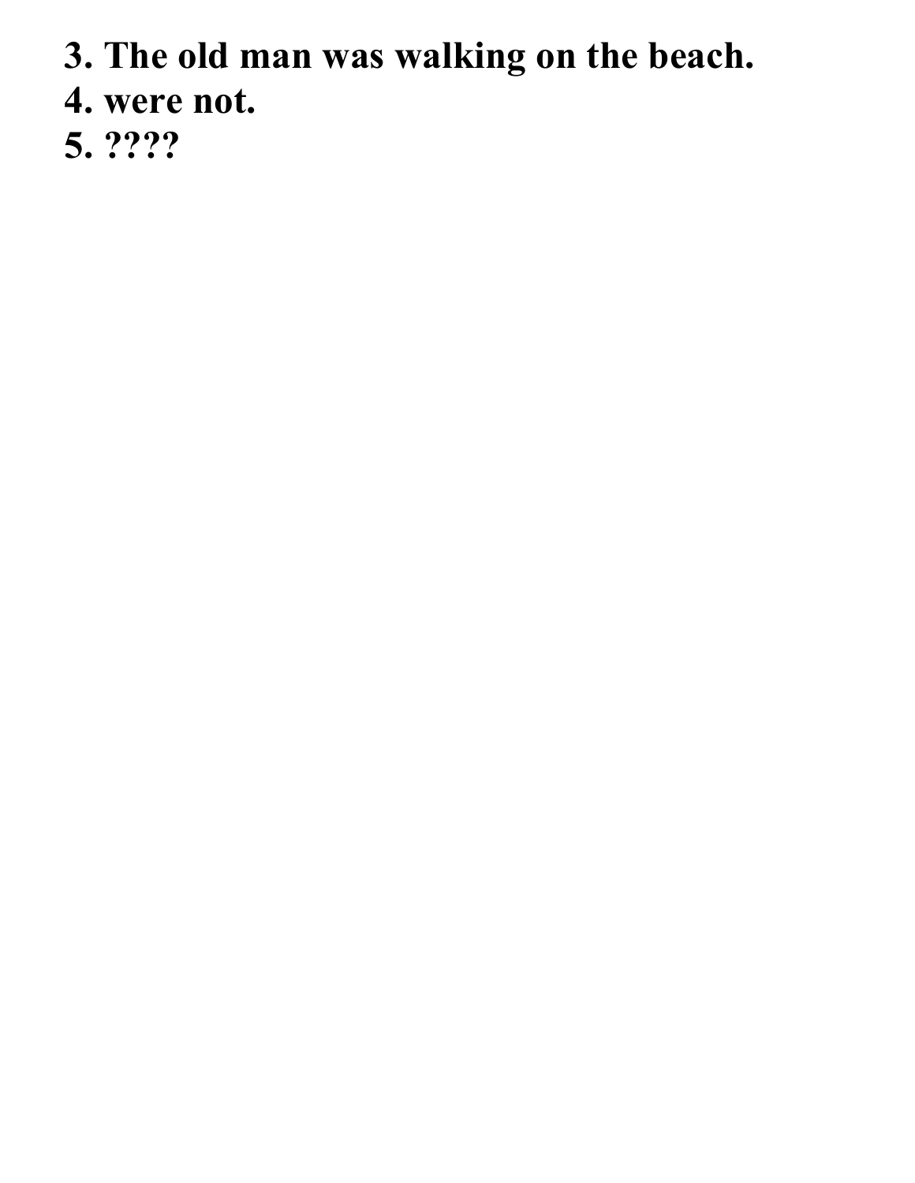**3. The old man was walking on the beach.**
**4. were not.**
**5. ????**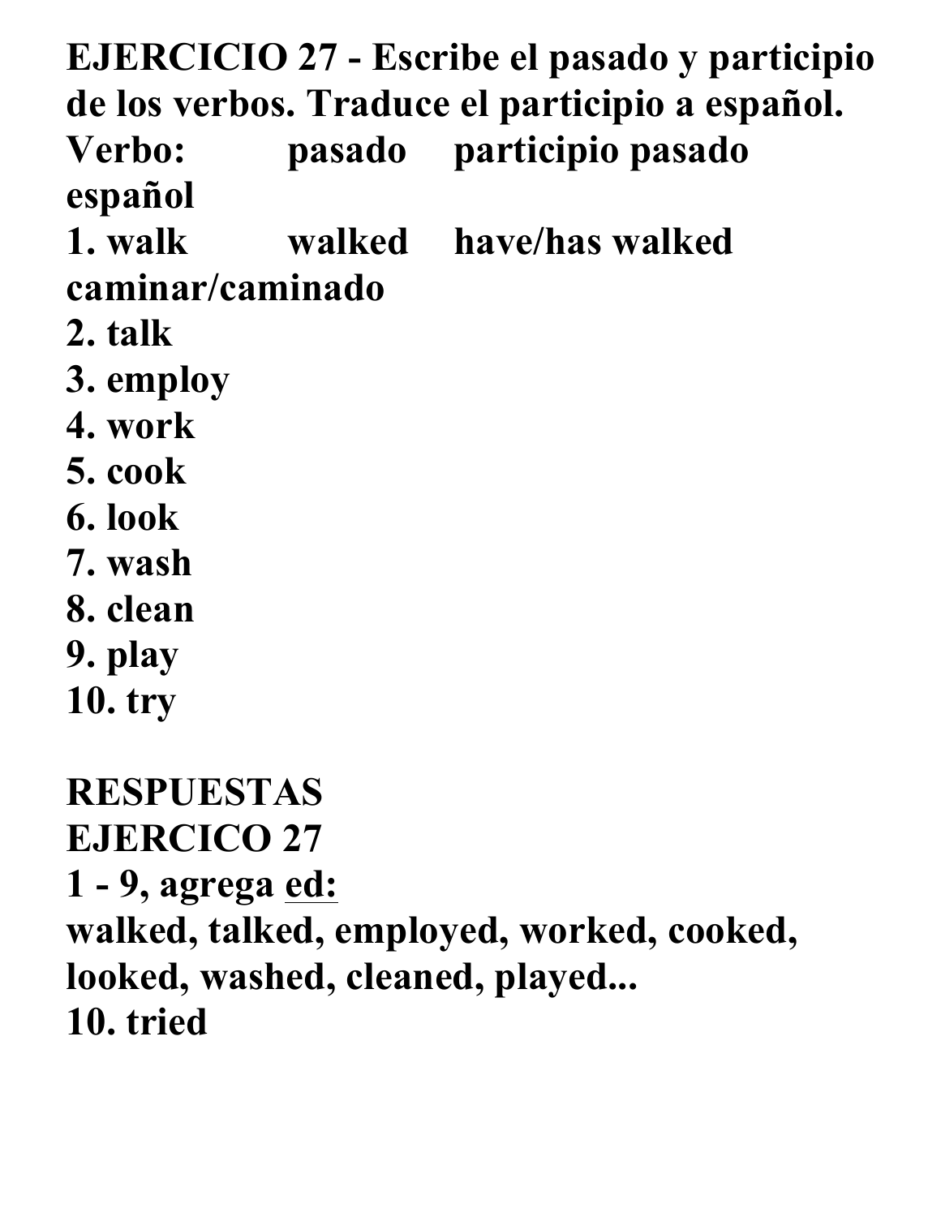**EJERCICIO 27 - Escribe el pasado y participio de los verbos. Traduce el participio a español.**

**Verbo: pasado participio pasado español**

**1. walk walked have/has walked caminar/caminado**
**2. talk**
**3. employ**
**4. work**
**5. cook**
**6. look**
**7. wash**
**8. clean**
**9. play**
**10. try**

**RESPUESTAS**
**EJERCICO 27**
**1 - 9, agrega <u>ed:</u>**
**walked, talked, employed, worked, cooked, looked, washed, cleaned, played...**
**10. tried**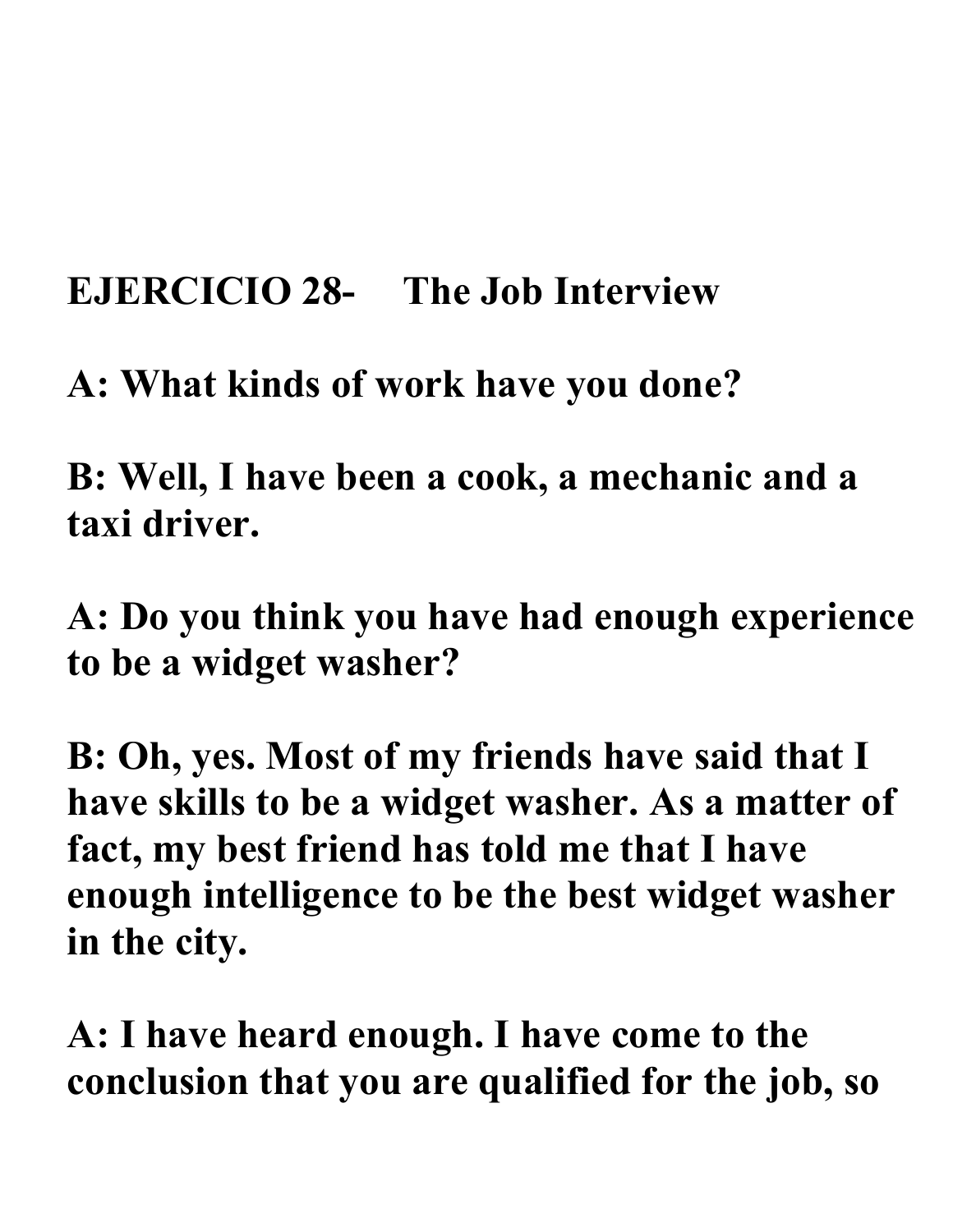**EJERCICIO 28- The Job Interview**

**A: What kinds of work have you done?**

**B: Well, I have been a cook, a mechanic and a taxi driver.**

**A: Do you think you have had enough experience to be a widget washer?**

**B: Oh, yes. Most of my friends have said that I have skills to be a widget washer. As a matter of fact, my best friend has told me that I have enough intelligence to be the best widget washer in the city.**

**A: I have heard enough. I have come to the conclusion that you are qualified for the job, so**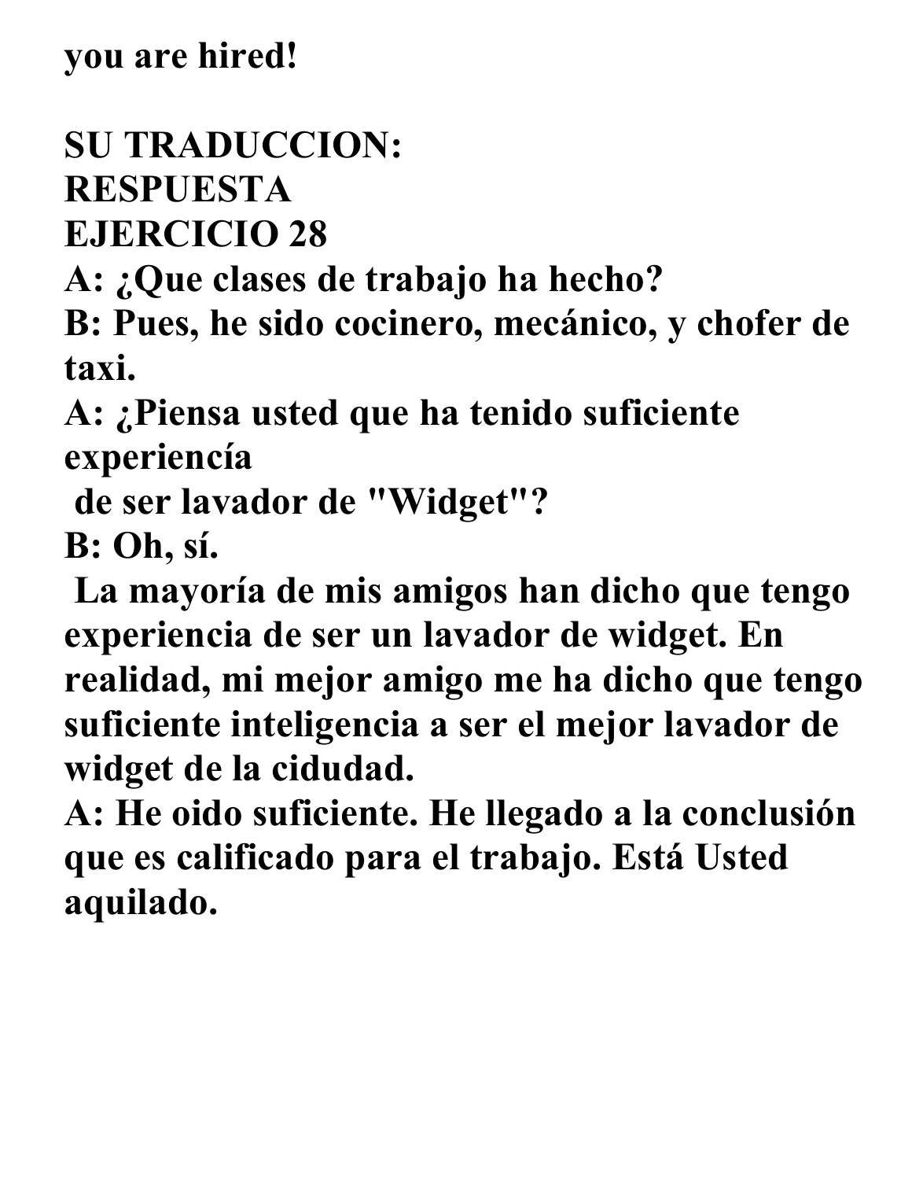**you are hired!**

**SU TRADUCCION:**
**RESPUESTA**
**EJERCICIO 28**

**A: ¿Que clases de trabajo ha hecho?**
**B: Pues, he sido cocinero, mecánico, y chofer de taxi.**
**A: ¿Piensa usted que ha tenido suficiente experiencía**
**de ser lavador de "Widget"?**
**B: Oh, sí.**
**La mayoría de mis amigos han dicho que tengo experiencia de ser un lavador de widget. En realidad, mi mejor amigo me ha dicho que tengo suficiente inteligencia a ser el mejor lavador de widget de la cidudad.**
**A: He oido suficiente. He llegado a la conclusión que es calificado para el trabajo. Está Usted aquilado.**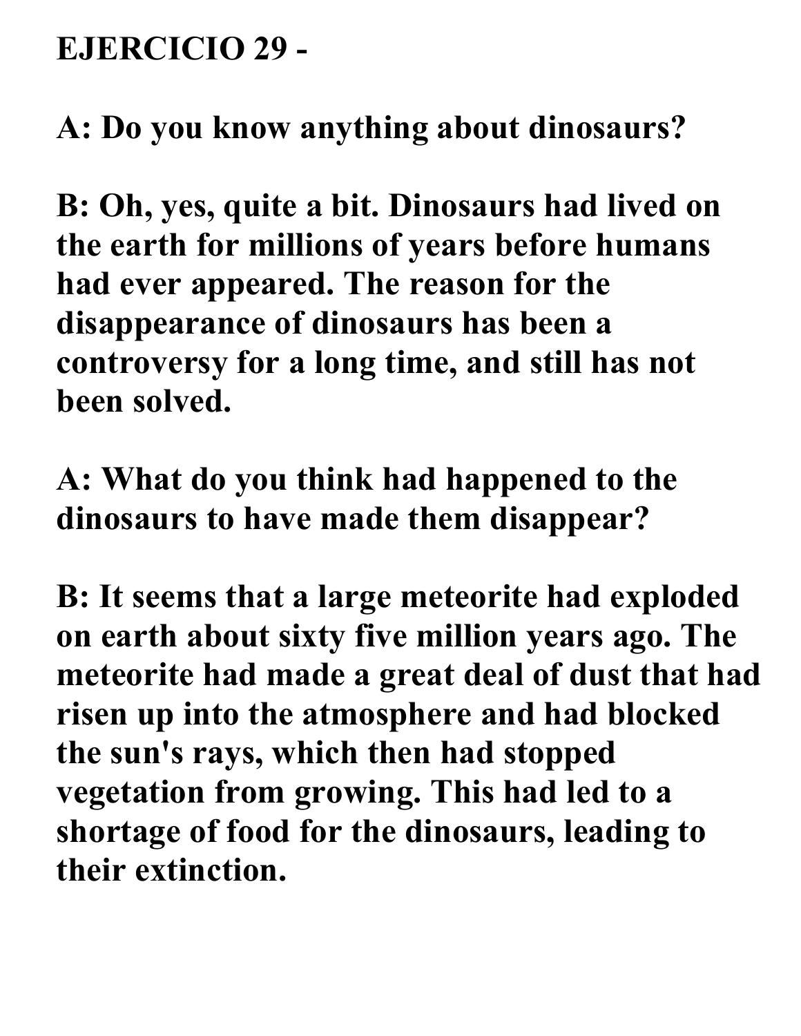**EJERCICIO 29 -**

**A: Do you know anything about dinosaurs?**

**B: Oh, yes, quite a bit. Dinosaurs had lived on the earth for millions of years before humans had ever appeared. The reason for the disappearance of dinosaurs has been a controversy for a long time, and still has not been solved.**

**A: What do you think had happened to the dinosaurs to have made them disappear?**

**B: It seems that a large meteorite had exploded on earth about sixty five million years ago. The meteorite had made a great deal of dust that had risen up into the atmosphere and had blocked the sun's rays, which then had stopped vegetation from growing. This had led to a shortage of food for the dinosaurs, leading to their extinction.**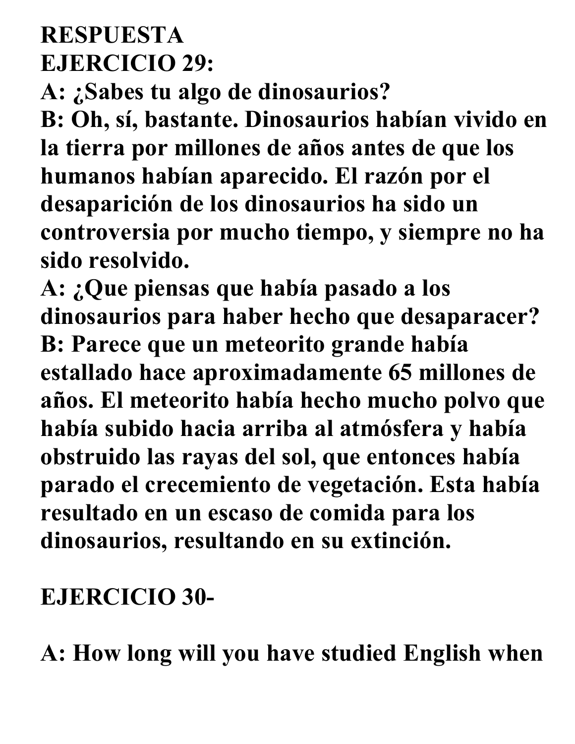**RESPUESTA**
**EJERCICIO 29:**

**A: ¿Sabes tu algo de dinosaurios?**
**B: Oh, sí, bastante. Dinosaurios habían vivido en la tierra por millones de años antes de que los humanos habían aparecido. El razón por el desaparición de los dinosaurios ha sido un controversia por mucho tiempo, y siempre no ha sido resolvido.**
**A: ¿Que piensas que había pasado a los dinosaurios para haber hecho que desaparacer?**
**B: Parece que un meteorito grande había estallado hace aproximadamente 65 millones de años. El meteorito había hecho mucho polvo que había subido hacia arriba al atmósfera y había obstruido las rayas del sol, que entonces había parado el crecemiento de vegetación. Esta había resultado en un escaso de comida para los dinosaurios, resultando en su extinción.**

**EJERCICIO 30-**

**A: How long will you have studied English when**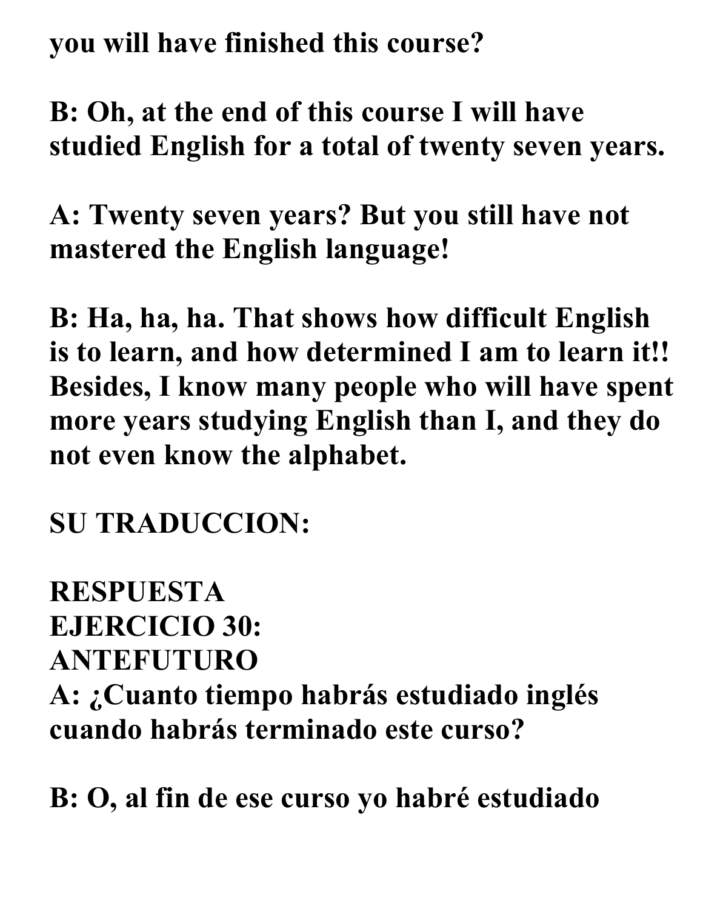**you will have finished this course?**

**B: Oh, at the end of this course I will have studied English for a total of twenty seven years.**

**A: Twenty seven years? But you still have not mastered the English language!**

**B: Ha, ha, ha. That shows how difficult English is to learn, and how determined I am to learn it!! Besides, I know many people who will have spent more years studying English than I, and they do not even know the alphabet.**

**SU TRADUCCION:**

**RESPUESTA**
**EJERCICIO 30:**
**ANTEFUTURO**
**A: ¿Cuanto tiempo habrás estudiado inglés cuando habrás terminado este curso?**

**B: O, al fin de ese curso yo habré estudiado**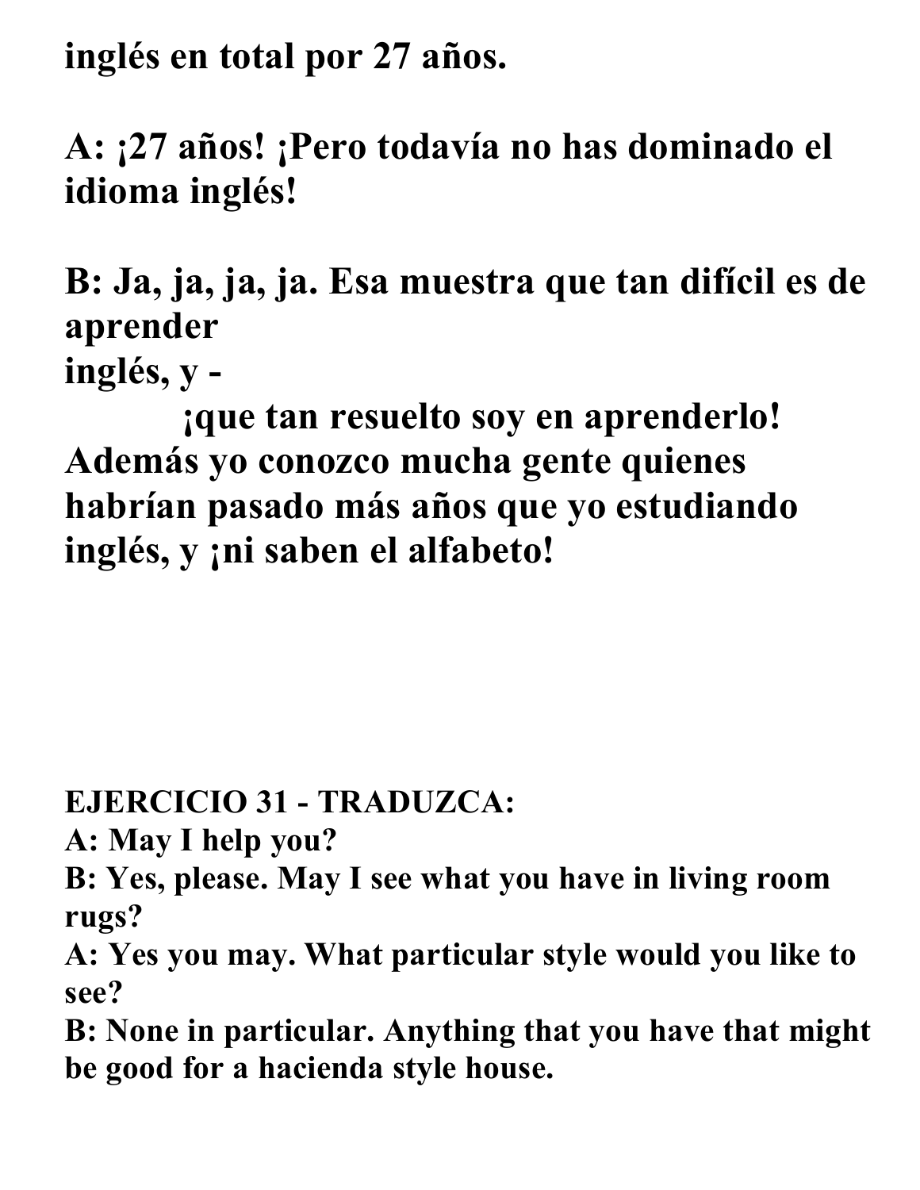**inglés en total por 27 años.**

**A: ¡27 años! ¡Pero todavía no has dominado el idioma inglés!**

**B: Ja, ja, ja, ja. Esa muestra que tan difícil es de aprender**
**inglés, y -**
**¡que tan resuelto soy en aprenderlo!**
**Además yo conozco mucha gente quienes habrían pasado más años que yo estudiando inglés, y ¡ni saben el alfabeto!**

**EJERCICIO 31 - TRADUZCA:**
**A: May I help you?**
**B: Yes, please. May I see what you have in living room rugs?**
**A: Yes you may. What particular style would you like to see?**
**B: None in particular. Anything that you have that might be good for a hacienda style house.**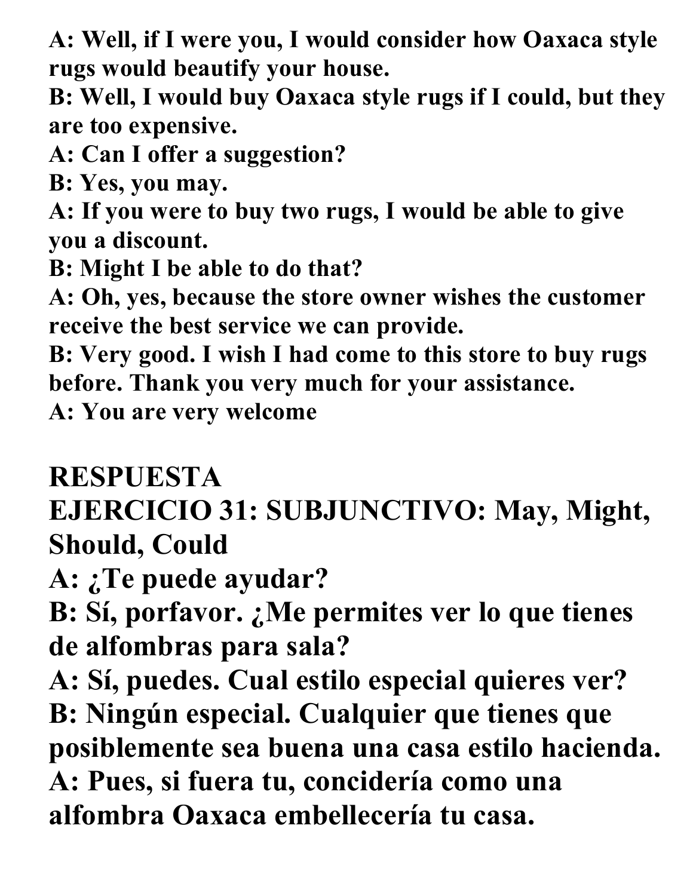**A: Well, if I were you, I would consider how Oaxaca style rugs would beautify your house.**
**B: Well, I would buy Oaxaca style rugs if I could, but they are too expensive.**
**A: Can I offer a suggestion?**
**B: Yes, you may.**
**A: If you were to buy two rugs, I would be able to give you a discount.**
**B: Might I be able to do that?**
**A: Oh, yes, because the store owner wishes the customer receive the best service we can provide.**
**B: Very good. I wish I had come to this store to buy rugs before. Thank you very much for your assistance.**
**A: You are very welcome**

## RESPUESTA

## EJERCICIO 31: SUBJUNCTIVO: May, Might, Should, Could

**A: ¿Te puede ayudar?**
**B: Sí, porfavor. ¿Me permites ver lo que tienes de alfombras para sala?**
**A: Sí, puedes. Cual estilo especial quieres ver?**
**B: Ningún especial. Cualquier que tienes que posiblemente sea buena una casa estilo hacienda.**
**A: Pues, si fuera tu, concidería como una alfombra Oaxaca embellecería tu casa.**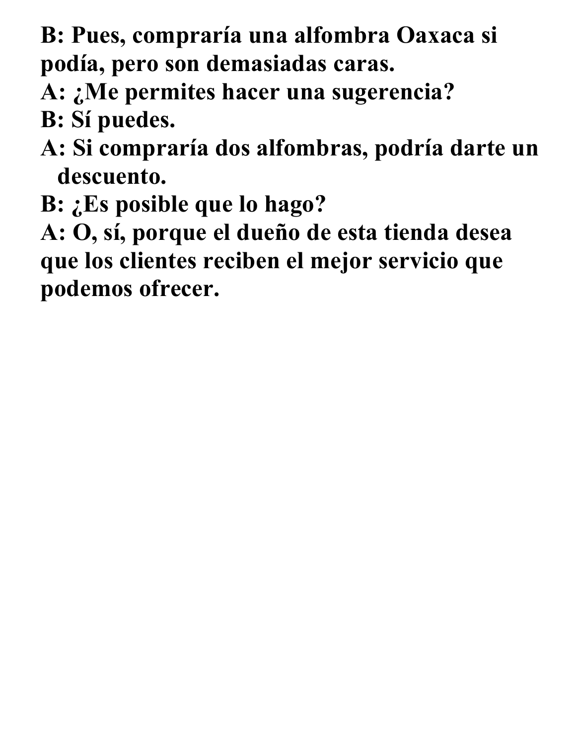**B: Pues, compraría una alfombra Oaxaca si podía, pero son demasiadas caras.**

**A: ¿Me permites hacer una sugerencia?**

**B: Sí puedes.**

**A: Si compraría dos alfombras, podría darte un descuento.**

**B: ¿Es posible que lo hago?**

**A: O, sí, porque el dueño de esta tienda desea que los clientes reciben el mejor servicio que podemos ofrecer.**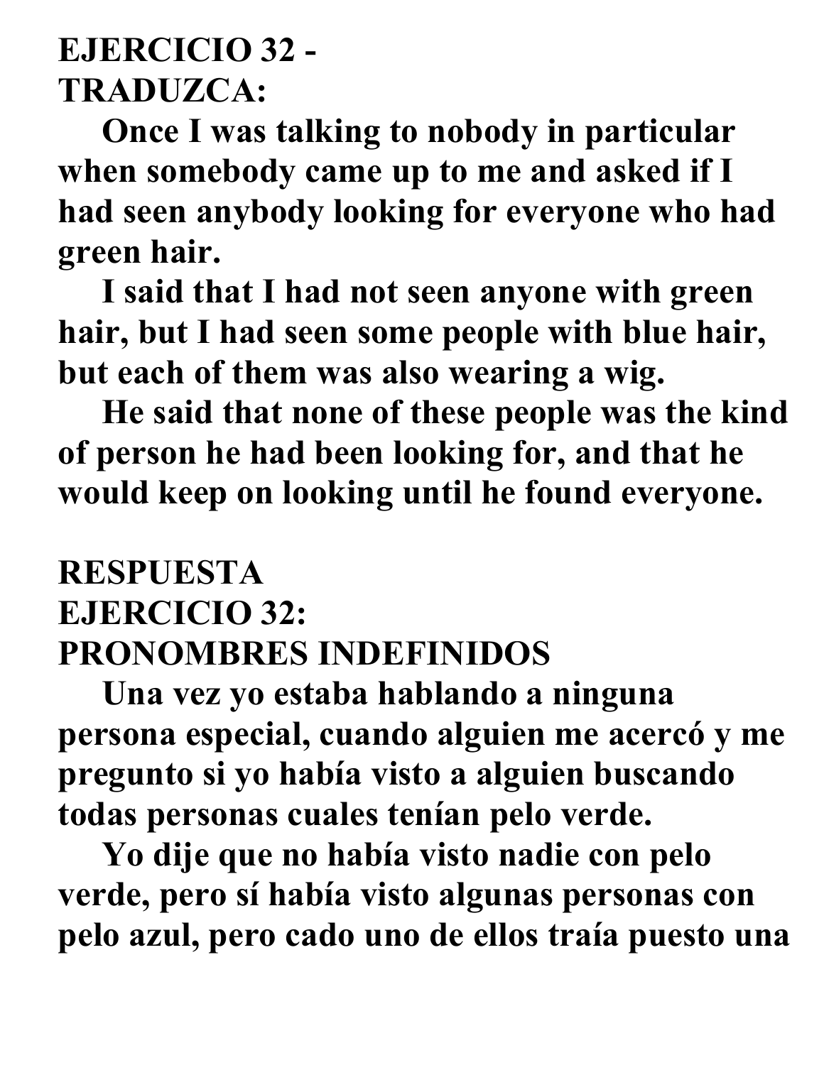**EJERCICIO 32 - TRADUZCA:**

**Once I was talking to nobody in particular when somebody came up to me and asked if I had seen anybody looking for everyone who had green hair.**

**I said that I had not seen anyone with green hair, but I had seen some people with blue hair, but each of them was also wearing a wig.**

**He said that none of these people was the kind of person he had been looking for, and that he would keep on looking until he found everyone.**

**RESPUESTA EJERCICIO 32: PRONOMBRES INDEFINIDOS**

**Una vez yo estaba hablando a ninguna persona especial, cuando alguien me acercó y me pregunto si yo había visto a alguien buscando todas personas cuales tenían pelo verde.**

**Yo dije que no había visto nadie con pelo verde, pero sí había visto algunas personas con pelo azul, pero cado uno de ellos traía puesto una**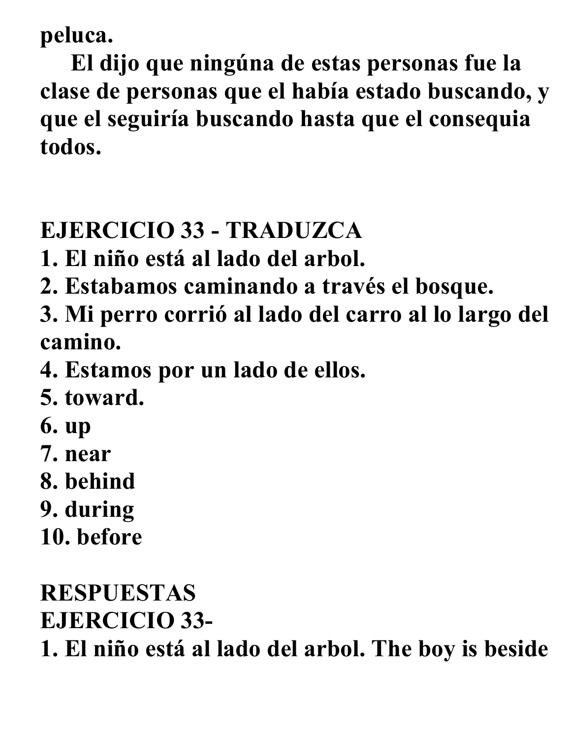**peluca.**

**El dijo que ningúna de estas personas fue la clase de personas que el había estado buscando, y que el seguiría buscando hasta que el consequia todos.**

## EJERCICIO 33 - TRADUZCA

**1. El niño está al lado del arbol.**
**2. Estabamos caminando a través el bosque.**
**3. Mi perro corrió al lado del carro al lo largo del camino.**
**4. Estamos por un lado de ellos.**
**5. toward.**
**6. up**
**7. near**
**8. behind**
**9. during**
**10. before**

## RESPUESTAS

## EJERCICIO 33-

**1. El niño está al lado del arbol. The boy is beside**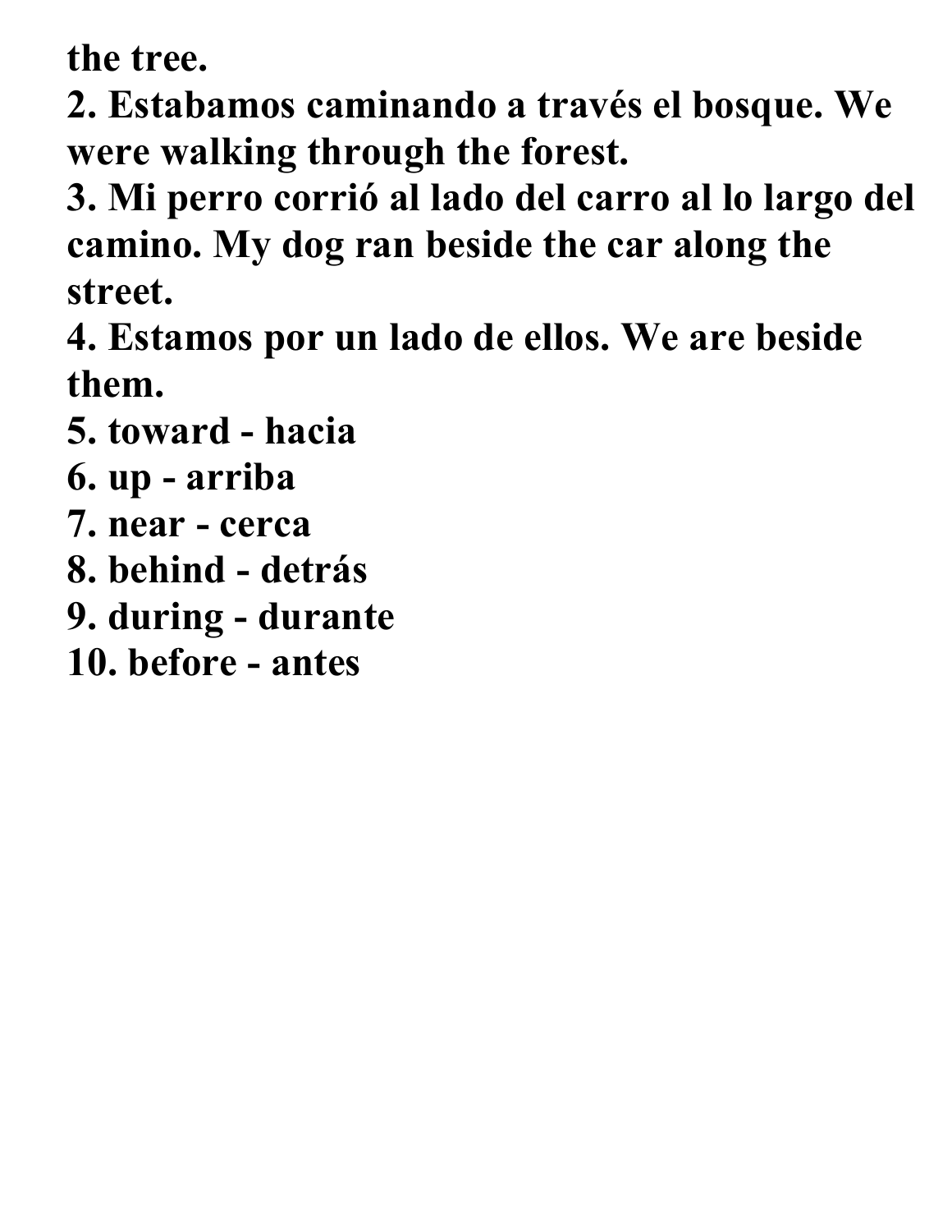**the tree.**

**2. Estabamos caminando a través el bosque. We were walking through the forest.**

**3. Mi perro corrió al lado del carro al lo largo del camino. My dog ran beside the car along the street.**

**4. Estamos por un lado de ellos. We are beside them.**

**5. toward - hacia**

**6. up - arriba**

**7. near - cerca**

**8. behind - detrás**

**9. during - durante**

**10. before - antes**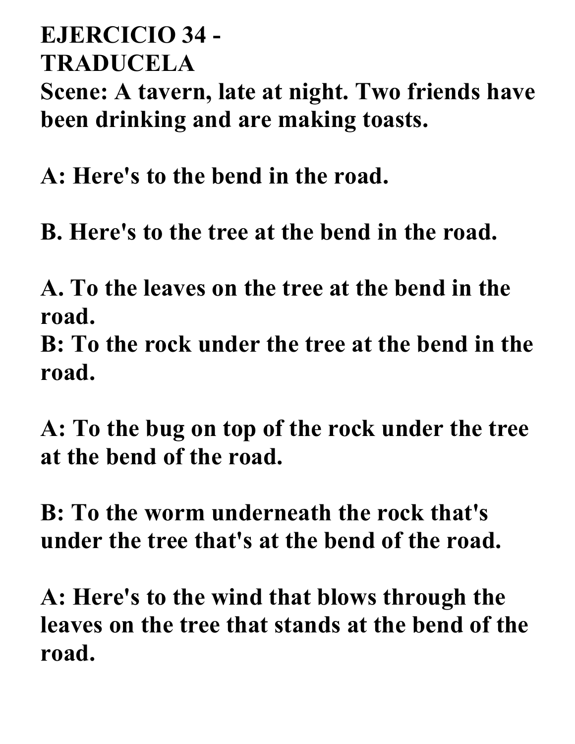**EJERCICIO 34 - TRADUCELA**

**Scene: A tavern, late at night. Two friends have been drinking and are making toasts.**

**A: Here's to the bend in the road.**

**B. Here's to the tree at the bend in the road.**

**A. To the leaves on the tree at the bend in the road.**

**B: To the rock under the tree at the bend in the road.**

**A: To the bug on top of the rock under the tree at the bend of the road.**

**B: To the worm underneath the rock that's under the tree that's at the bend of the road.**

**A: Here's to the wind that blows through the leaves on the tree that stands at the bend of the road.**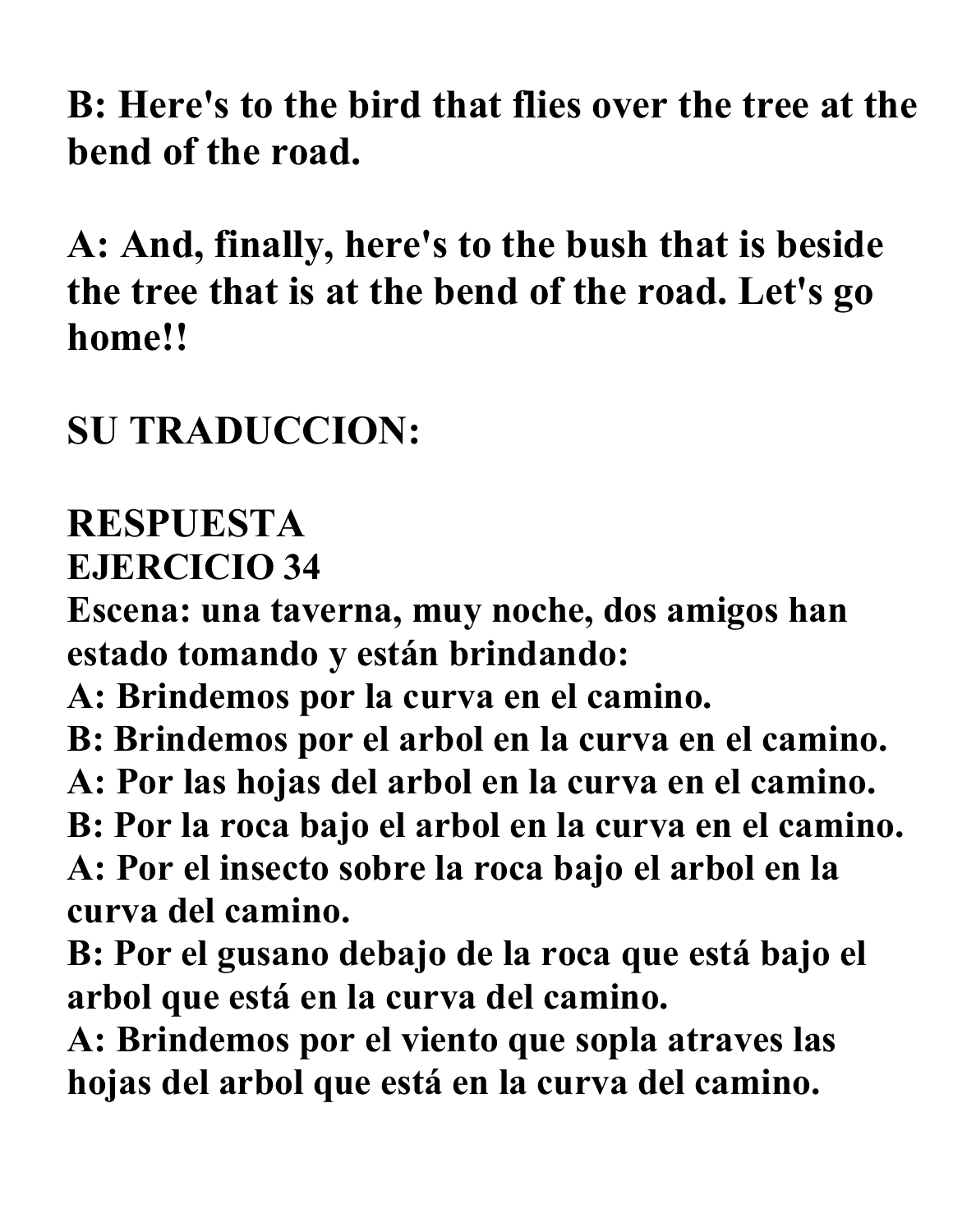**B: Here's to the bird that flies over the tree at the bend of the road.**

**A: And, finally, here's to the bush that is beside the tree that is at the bend of the road. Let's go home!!**

## SU TRADUCCION:

## RESPUESTA

### EJERCICIO 34

**Escena: una taverna, muy noche, dos amigos han estado tomando y están brindando:**

**A: Brindemos por la curva en el camino.**

**B: Brindemos por el arbol en la curva en el camino.**

**A: Por las hojas del arbol en la curva en el camino.**

**B: Por la roca bajo el arbol en la curva en el camino.**

**A: Por el insecto sobre la roca bajo el arbol en la curva del camino.**

**B: Por el gusano debajo de la roca que está bajo el arbol que está en la curva del camino.**

**A: Brindemos por el viento que sopla atraves las hojas del arbol que está en la curva del camino.**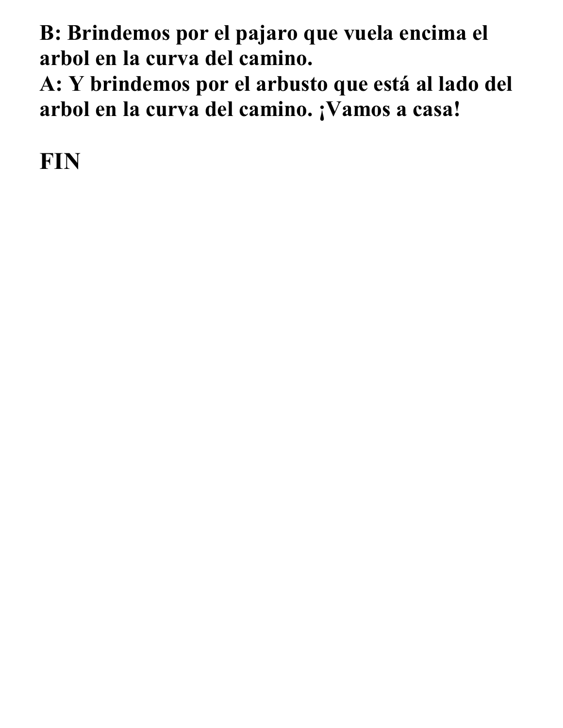**B: Brindemos por el pajaro que vuela encima el arbol en la curva del camino.**
**A: Y brindemos por el arbusto que está al lado del arbol en la curva del camino. ¡Vamos a casa!**

**FIN**